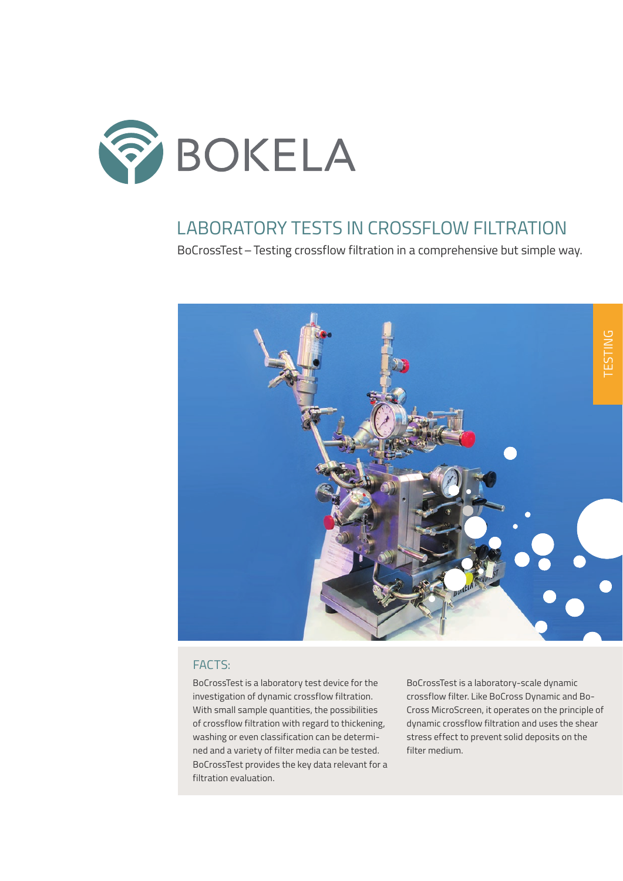BOKELA

# LABORATORY TESTS IN CROSSFLOW FILTRATION

BoCrossTest – Testing crossflow filtration in a comprehensive but simple way.

TESTING

## FACTS:

BoCrossTest is a laboratory test device for the investigation of dynamic crossflow filtration. With small sample quantities, the possibilities of crossflow filtration with regard to thickening, washing or even classification can be determined and a variety of filter media can be tested. BoCrossTest provides the key data relevant for a filtration evaluation.

BoCrossTest is a laboratory-scale dynamic crossflow filter. Like BoCross Dynamic and BoCross MicroScreen, it operates on the principle of dynamic crossflow filtration and uses the shear stress effect to prevent solid deposits on the filter medium.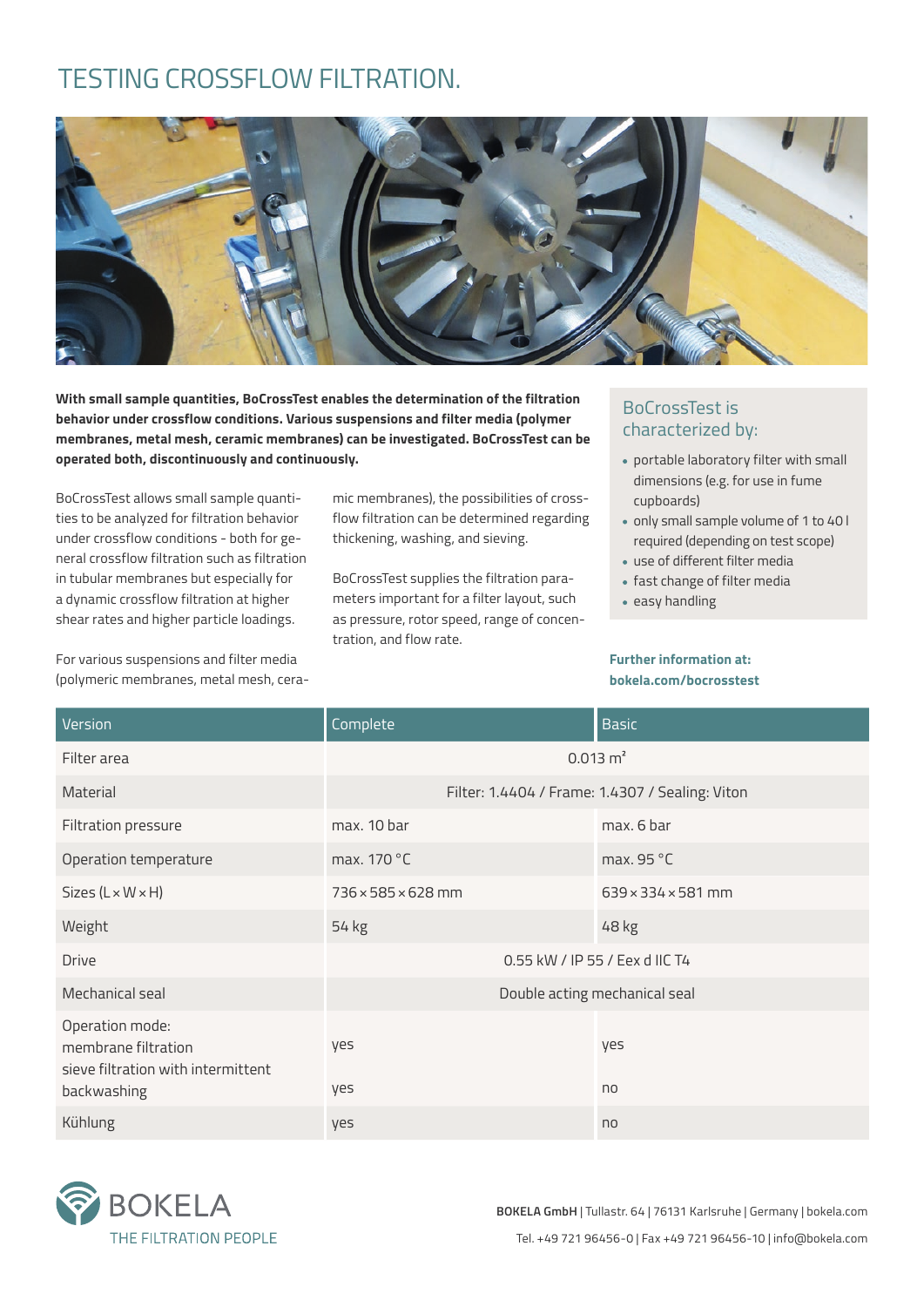# TESTING CROSSFLOW FILTRATION.

**With small sample quantities, BoCrossTest enables the determination of the filtration behavior under crossflow conditions. Various suspensions and filter media (polymer membranes, metal mesh, ceramic membranes) can be investigated. BoCrossTest can be operated both, discontinuously and continuously.**

BoCrossTest allows small sample quantities to be analyzed for filtration behavior under crossflow conditions - both for general crossflow filtration such as filtration in tubular membranes but especially for a dynamic crossflow filtration at higher shear rates and higher particle loadings.

For various suspensions and filter media (polymeric membranes, metal mesh, ceramic membranes), the possibilities of crossflow filtration can be determined regarding thickening, washing, and sieving.

BoCrossTest supplies the filtration parameters important for a filter layout, such as pressure, rotor speed, range of concentration, and flow rate.

## BoCrossTest is characterized by:

- portable laboratory filter with small dimensions (e.g. for use in fume cupboards)
- only small sample volume of 1 to 40 l required (depending on test scope)
- use of different filter media
- fast change of filter media
- easy handling

**Further information at: bokela.com/bocrosstest**

| Version | Complete | Basic |
|---|---|---|
| Filter area | 0.013 m² | |
| Material | Filter: 1.4404 / Frame: 1.4307 / Sealing: Viton | |
| Filtration pressure | max. 10 bar | max. 6 bar |
| Operation temperature | max. 170 °C | max. 95 °C |
| Sizes (L × W × H) | 736 × 585 × 628 mm | 639 × 334 × 581 mm |
| Weight | 54 kg | 48 kg |
| Drive | 0.55 kW / IP 55 / Eex d IIC T4 | |
| Mechanical seal | Double acting mechanical seal | |
| Operation mode: membrane filtration | yes | yes |
| sieve filtration with intermittent backwashing | yes | no |
| Kühlung | yes | no |

BOKELA
THE FILTRATION PEOPLE

**BOKELA GmbH** | Tullastr. 64 | 76131 Karlsruhe | Germany | bokela.com

Tel. +49 721 96456-0 | Fax +49 721 96456-10 | info@bokela.com